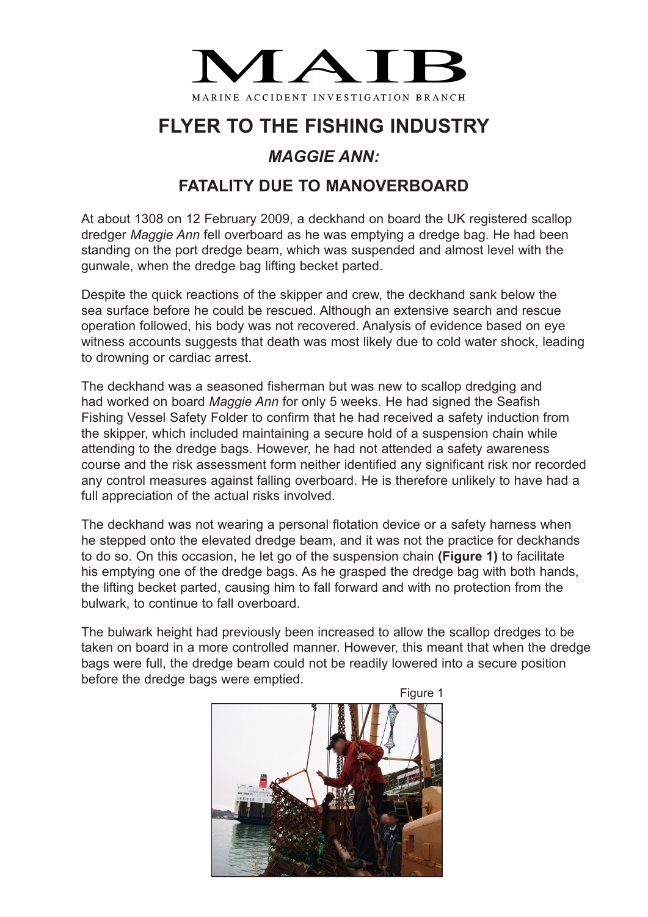# MAIB

MARINE ACCIDENT INVESTIGATION BRANCH

## FLYER TO THE FISHING INDUSTRY

### *MAGGIE ANN:*

### FATALITY DUE TO MANOVERBOARD

At about 1308 on 12 February 2009, a deckhand on board the UK registered scallop dredger *Maggie Ann* fell overboard as he was emptying a dredge bag. He had been standing on the port dredge beam, which was suspended and almost level with the gunwale, when the dredge bag lifting becket parted.

Despite the quick reactions of the skipper and crew, the deckhand sank below the sea surface before he could be rescued. Although an extensive search and rescue operation followed, his body was not recovered. Analysis of evidence based on eye witness accounts suggests that death was most likely due to cold water shock, leading to drowning or cardiac arrest.

The deckhand was a seasoned fisherman but was new to scallop dredging and had worked on board *Maggie Ann* for only 5 weeks. He had signed the Seafish Fishing Vessel Safety Folder to confirm that he had received a safety induction from the skipper, which included maintaining a secure hold of a suspension chain while attending to the dredge bags. However, he had not attended a safety awareness course and the risk assessment form neither identified any significant risk nor recorded any control measures against falling overboard. He is therefore unlikely to have had a full appreciation of the actual risks involved.

The deckhand was not wearing a personal flotation device or a safety harness when he stepped onto the elevated dredge beam, and it was not the practice for deckhands to do so. On this occasion, he let go of the suspension chain **(Figure 1)** to facilitate his emptying one of the dredge bags. As he grasped the dredge bag with both hands, the lifting becket parted, causing him to fall forward and with no protection from the bulwark, to continue to fall overboard.

The bulwark height had previously been increased to allow the scallop dredges to be taken on board in a more controlled manner. However, this meant that when the dredge bags were full, the dredge beam could not be readily lowered into a secure position before the dredge bags were emptied.

Figure 1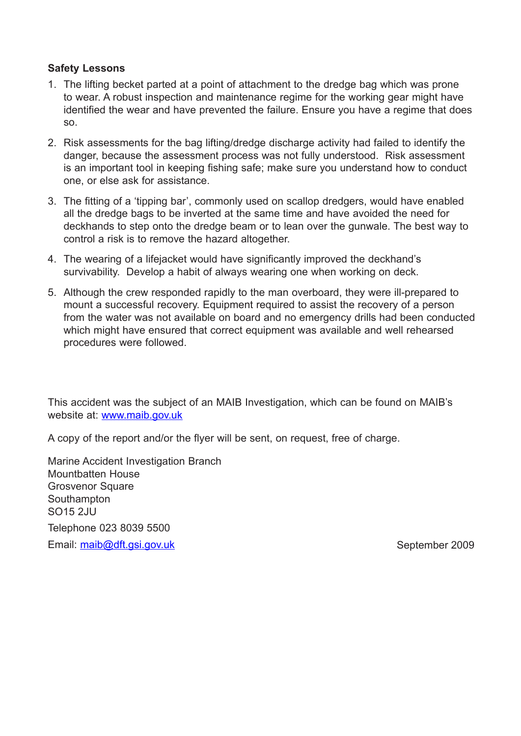**Safety Lessons**

1. The lifting becket parted at a point of attachment to the dredge bag which was prone to wear. A robust inspection and maintenance regime for the working gear might have identified the wear and have prevented the failure. Ensure you have a regime that does so.

2. Risk assessments for the bag lifting/dredge discharge activity had failed to identify the danger, because the assessment process was not fully understood. Risk assessment is an important tool in keeping fishing safe; make sure you understand how to conduct one, or else ask for assistance.

3. The fitting of a 'tipping bar', commonly used on scallop dredgers, would have enabled all the dredge bags to be inverted at the same time and have avoided the need for deckhands to step onto the dredge beam or to lean over the gunwale. The best way to control a risk is to remove the hazard altogether.

4. The wearing of a lifejacket would have significantly improved the deckhand's survivability. Develop a habit of always wearing one when working on deck.

5. Although the crew responded rapidly to the man overboard, they were ill-prepared to mount a successful recovery. Equipment required to assist the recovery of a person from the water was not available on board and no emergency drills had been conducted which might have ensured that correct equipment was available and well rehearsed procedures were followed.

This accident was the subject of an MAIB Investigation, which can be found on MAIB's website at: www.maib.gov.uk

A copy of the report and/or the flyer will be sent, on request, free of charge.

Marine Accident Investigation Branch
Mountbatten House
Grosvenor Square
Southampton
SO15 2JU

Telephone 023 8039 5500

Email: maib@dft.gsi.gov.uk

September 2009